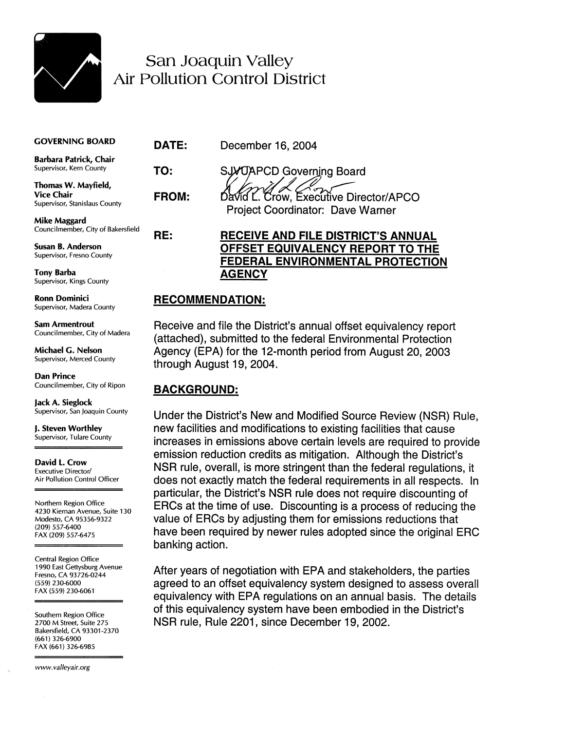# San Joaquin Valley Air Pollution Control District

**GOVERNING BOARD**

**Barbara Patrick, Chair**
Supervisor, Kern County

**Thomas W. Mayfield, Vice Chair**
Supervisor, Stanislaus County

**Mike Maggard**
Councilmember, City of Bakersfield

**Susan B. Anderson**
Supervisor, Fresno County

**Tony Barba**
Supervisor, Kings County

**Ronn Dominici**
Supervisor, Madera County

**Sam Armentrout**
Councilmember, City of Madera

**Michael G. Nelson**
Supervisor, Merced County

**Dan Prince**
Councilmember, City of Ripon

**Jack A. Sieglock**
Supervisor, San Joaquin County

**J. Steven Worthley**
Supervisor, Tulare County

**David L. Crow**
Executive Director/
Air Pollution Control Officer

Northern Region Office
4230 Kiernan Avenue, Suite 130
Modesto, CA 95356-9322
(209) 557-6400
FAX (209) 557-6475

Central Region Office
1990 East Gettysburg Avenue
Fresno, CA 93726-0244
(559) 230-6000
FAX (559) 230-6061

Southern Region Office
2700 M Street, Suite 275
Bakersfield, CA 93301-2370
(661) 326-6900
FAX (661) 326-6985

www.valleyair.org

**DATE:** December 16, 2004

**TO:** SJVUAPCD Governing Board

**FROM:** David L. Crow, Executive Director/APCO
Project Coordinator: Dave Warner

**RE:** **RECEIVE AND FILE DISTRICT'S ANNUAL OFFSET EQUIVALENCY REPORT TO THE FEDERAL ENVIRONMENTAL PROTECTION AGENCY**

## RECOMMENDATION:

Receive and file the District's annual offset equivalency report (attached), submitted to the federal Environmental Protection Agency (EPA) for the 12-month period from August 20, 2003 through August 19, 2004.

## BACKGROUND:

Under the District's New and Modified Source Review (NSR) Rule, new facilities and modifications to existing facilities that cause increases in emissions above certain levels are required to provide emission reduction credits as mitigation. Although the District's NSR rule, overall, is more stringent than the federal regulations, it does not exactly match the federal requirements in all respects. In particular, the District's NSR rule does not require discounting of ERCs at the time of use. Discounting is a process of reducing the value of ERCs by adjusting them for emissions reductions that have been required by newer rules adopted since the original ERC banking action.

After years of negotiation with EPA and stakeholders, the parties agreed to an offset equivalency system designed to assess overall equivalency with EPA regulations on an annual basis. The details of this equivalency system have been embodied in the District's NSR rule, Rule 2201, since December 19, 2002.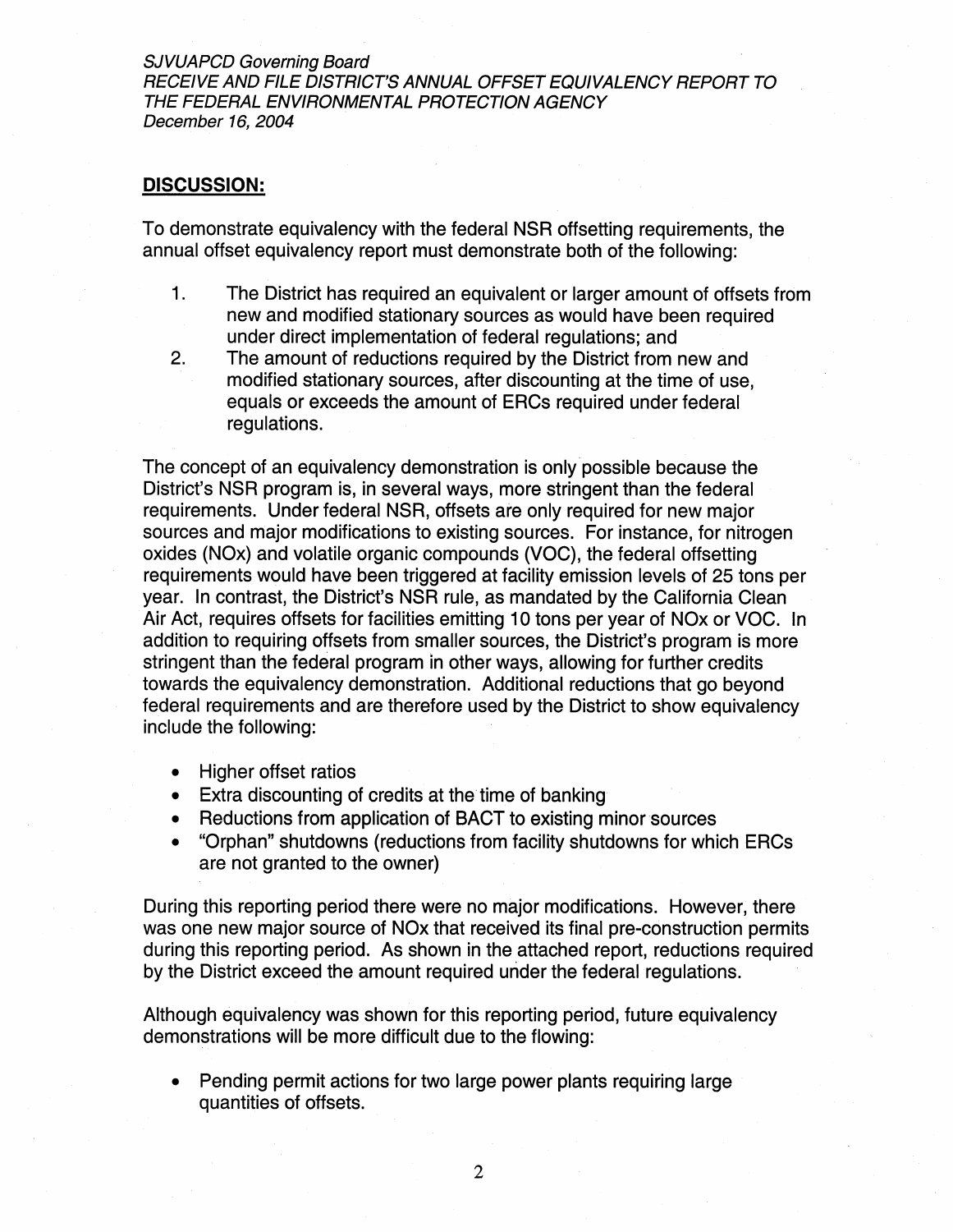## DISCUSSION:

To demonstrate equivalency with the federal NSR offsetting requirements, the annual offset equivalency report must demonstrate both of the following:

1. The District has required an equivalent or larger amount of offsets from new and modified stationary sources as would have been required under direct implementation of federal regulations; and
2. The amount of reductions required by the District from new and modified stationary sources, after discounting at the time of use, equals or exceeds the amount of ERCs required under federal regulations.

The concept of an equivalency demonstration is only possible because the District's NSR program is, in several ways, more stringent than the federal requirements. Under federal NSR, offsets are only required for new major sources and major modifications to existing sources. For instance, for nitrogen oxides (NOx) and volatile organic compounds (VOC), the federal offsetting requirements would have been triggered at facility emission levels of 25 tons per year. In contrast, the District's NSR rule, as mandated by the California Clean Air Act, requires offsets for facilities emitting 10 tons per year of NOx or VOC. In addition to requiring offsets from smaller sources, the District's program is more stringent than the federal program in other ways, allowing for further credits towards the equivalency demonstration. Additional reductions that go beyond federal requirements and are therefore used by the District to show equivalency include the following:

- Higher offset ratios
- Extra discounting of credits at the time of banking
- Reductions from application of BACT to existing minor sources
- "Orphan" shutdowns (reductions from facility shutdowns for which ERCs are not granted to the owner)

During this reporting period there were no major modifications. However, there was one new major source of NOx that received its final pre-construction permits during this reporting period. As shown in the attached report, reductions required by the District exceed the amount required under the federal regulations.

Although equivalency was shown for this reporting period, future equivalency demonstrations will be more difficult due to the flowing:

- Pending permit actions for two large power plants requiring large quantities of offsets.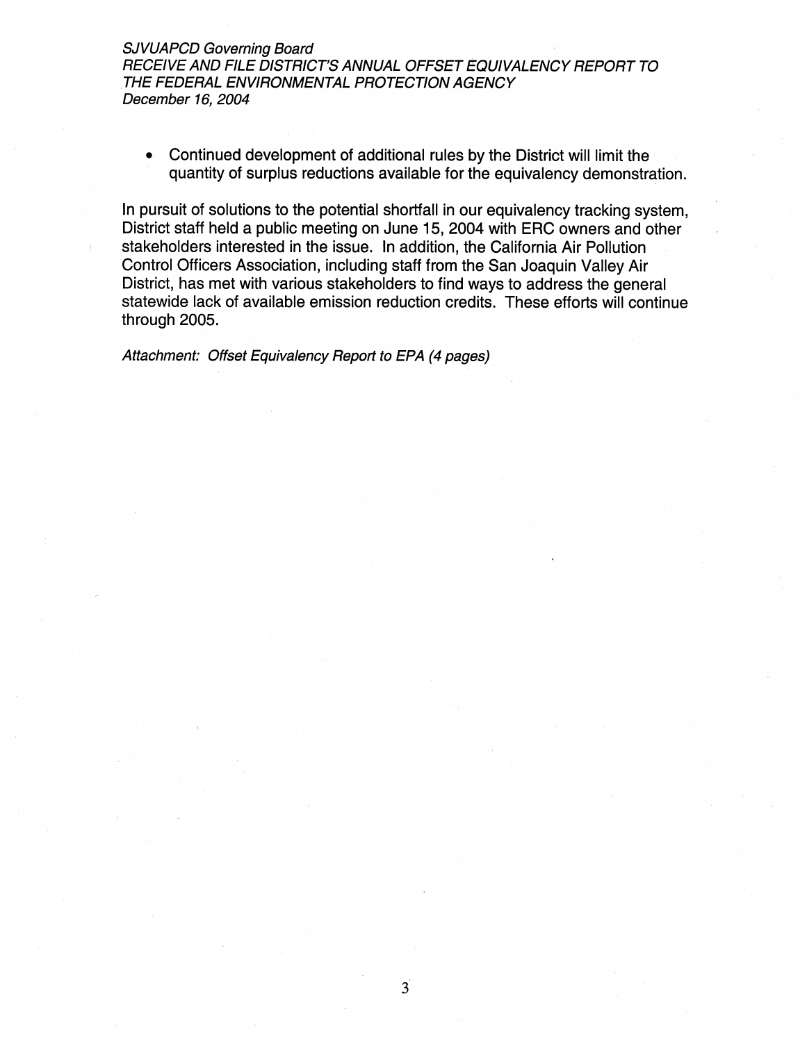- Continued development of additional rules by the District will limit the quantity of surplus reductions available for the equivalency demonstration.

In pursuit of solutions to the potential shortfall in our equivalency tracking system, District staff held a public meeting on June 15, 2004 with ERC owners and other stakeholders interested in the issue. In addition, the California Air Pollution Control Officers Association, including staff from the San Joaquin Valley Air District, has met with various stakeholders to find ways to address the general statewide lack of available emission reduction credits. These efforts will continue through 2005.

*Attachment: Offset Equivalency Report to EPA (4 pages)*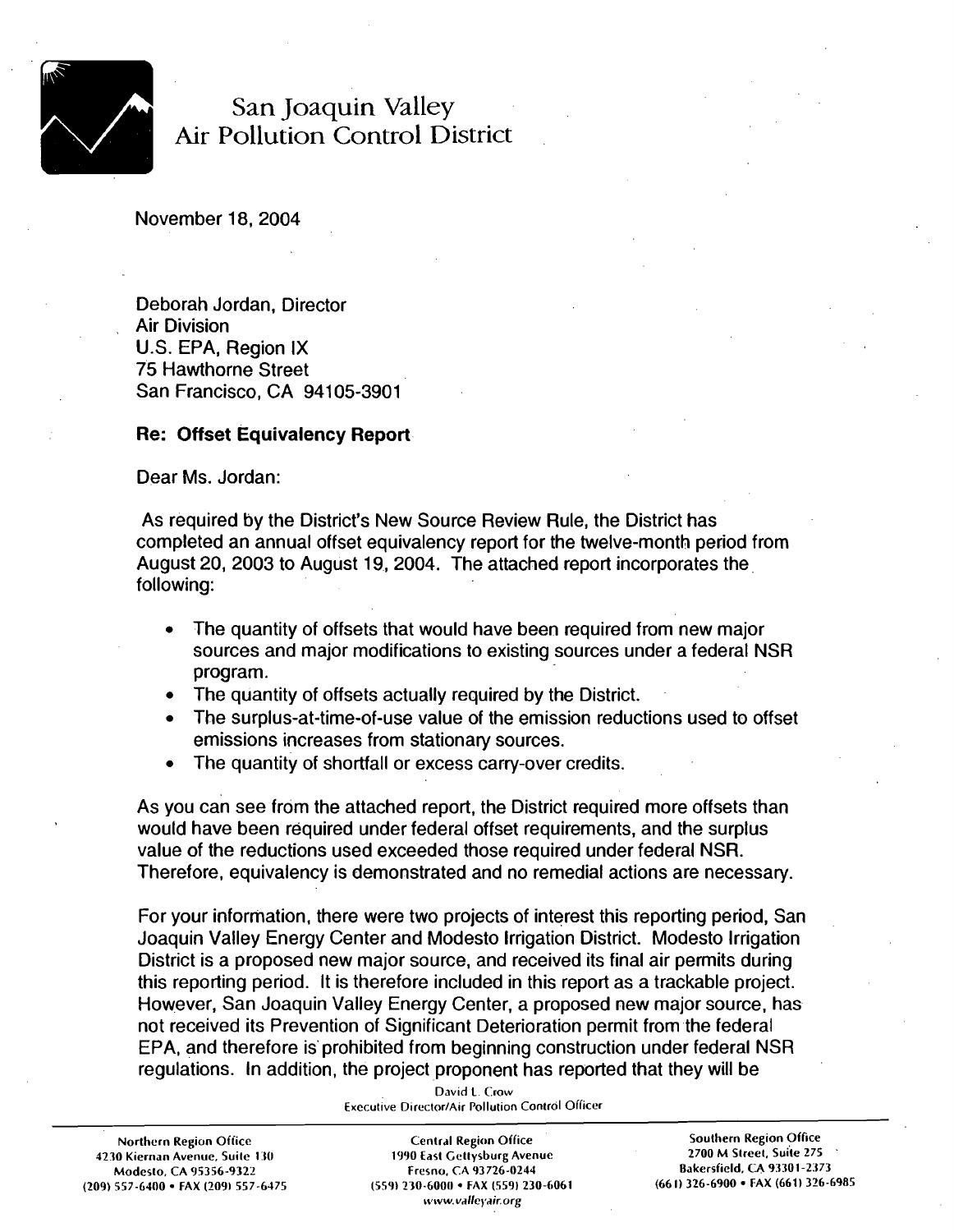# San Joaquin Valley Air Pollution Control District

November 18, 2004

Deborah Jordan, Director
Air Division
U.S. EPA, Region IX
75 Hawthorne Street
San Francisco, CA 94105-3901

**Re: Offset Equivalency Report**

Dear Ms. Jordan:

As required by the District's New Source Review Rule, the District has completed an annual offset equivalency report for the twelve-month period from August 20, 2003 to August 19, 2004. The attached report incorporates the following:

- The quantity of offsets that would have been required from new major sources and major modifications to existing sources under a federal NSR program.
- The quantity of offsets actually required by the District.
- The surplus-at-time-of-use value of the emission reductions used to offset emissions increases from stationary sources.
- The quantity of shortfall or excess carry-over credits.

As you can see from the attached report, the District required more offsets than would have been required under federal offset requirements, and the surplus value of the reductions used exceeded those required under federal NSR. Therefore, equivalency is demonstrated and no remedial actions are necessary.

For your information, there were two projects of interest this reporting period, San Joaquin Valley Energy Center and Modesto Irrigation District. Modesto Irrigation District is a proposed new major source, and received its final air permits during this reporting period. It is therefore included in this report as a trackable project. However, San Joaquin Valley Energy Center, a proposed new major source, has not received its Prevention of Significant Deterioration permit from the federal EPA, and therefore is prohibited from beginning construction under federal NSR regulations. In addition, the project proponent has reported that they will be

David L. Crow
Executive Director/Air Pollution Control Officer

| Northern Region Office | Central Region Office | Southern Region Office |
| --- | --- | --- |
| 4230 Kiernan Avenue, Suite 130 | 1990 East Gettysburg Avenue | 2700 M Street, Suite 275 |
| Modesto, CA 95356-9322 | Fresno, CA 93726-0244 | Bakersfield, CA 93301-2373 |
| (209) 557-6400 • FAX (209) 557-6475 | (559) 230-6000 • FAX (559) 230-6061 | (661) 326-6900 • FAX (661) 326-6985 |

www.valleyair.org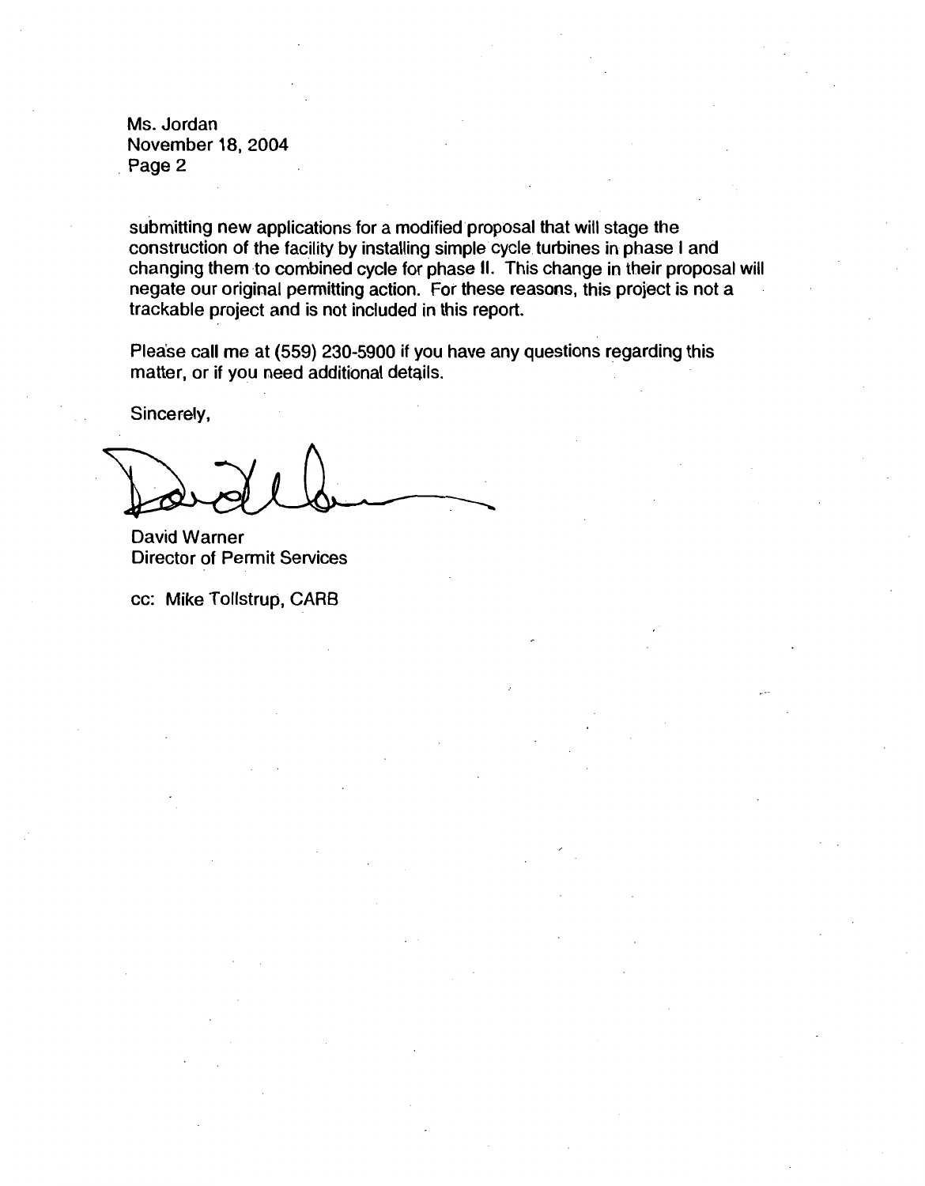Ms. Jordan
November 18, 2004
Page 2

submitting new applications for a modified proposal that will stage the construction of the facility by installing simple cycle turbines in phase I and changing them to combined cycle for phase II. This change in their proposal will negate our original permitting action. For these reasons, this project is not a trackable project and is not included in this report.

Please call me at (559) 230-5900 if you have any questions regarding this matter, or if you need additional details.

Sincerely,

David Warner
Director of Permit Services

cc: Mike Tollstrup, CARB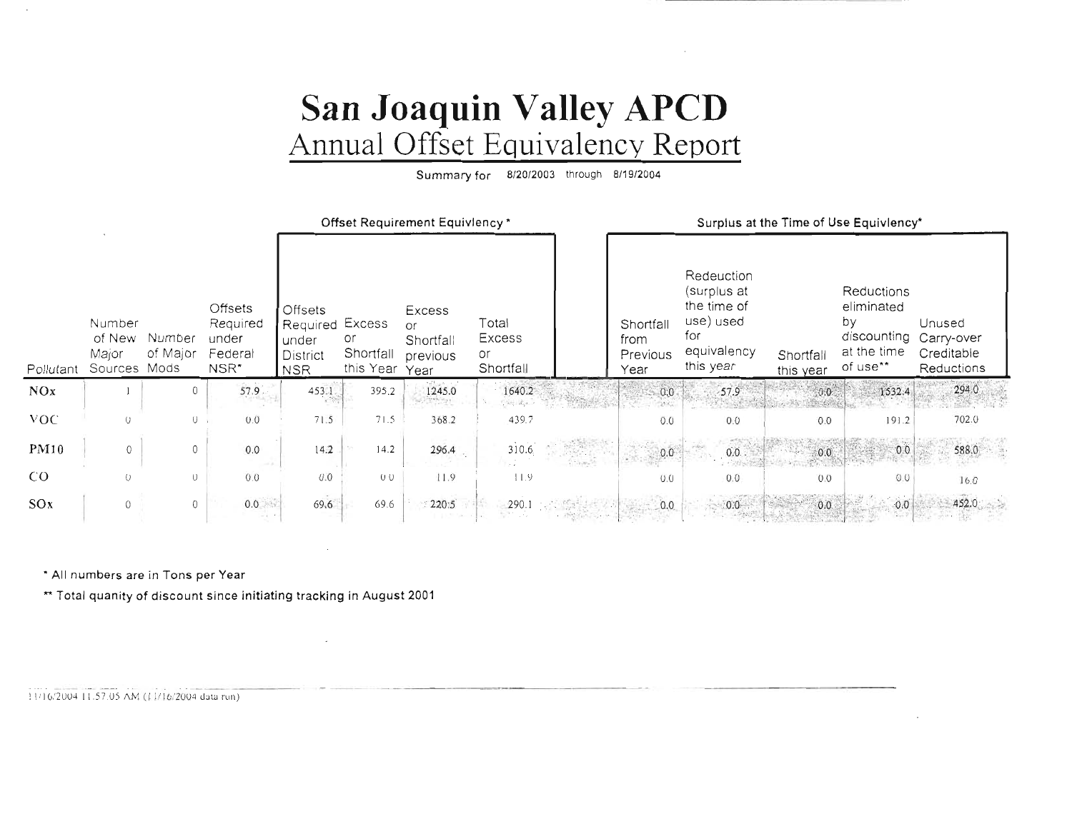# San Joaquin Valley APCD

## Annual Offset Equivalency Report

Summary for 8/20/2003 through 8/19/2004

| | | | Offset Requirement Equivlency * | | | | | Surplus at the Time of Use Equivlency* | | | | |
|---|---|---|---|---|---|---|---|---|---|---|---|---|
| Pollutant | Number of New Major Sources | Number of Major Mods | Offsets Required under Federal NSR* | Offsets Required under District NSR | Excess or Shortfall this Year | Excess or Shortfall previous Year | Total Excess or Shortfall | Shortfall from Previous Year | Redeuction (surplus at the time of use) used for equivalency this year | Shortfall this year | Reductions eliminated by discounting at the time of use** | Unused Carry-over Creditable Reductions |
| NOx | 1 | 0 | 57.9 | 453.1 | 395.2 | 1245.0 | 1640.2 | 0.0 | 57.9 | 0.0 | 1532.4 | 294.0 |
| VOC | 0 | 0 | 0.0 | 71.5 | 71.5 | 368.2 | 439.7 | 0.0 | 0.0 | 0.0 | 191.2 | 702.0 |
| PM10 | 0 | 0 | 0.0 | 14.2 | 14.2 | 296.4 | 310.6 | 0.0 | 0.0 | 0.0 | 0.0 | 588.0 |
| CO | 0 | 0 | 0.0 | 0.0 | 0.0 | 11.9 | 11.9 | 0.0 | 0.0 | 0.0 | 0.0 | 16.0 |
| SOx | 0 | 0 | 0.0 | 69.6 | 69.6 | 220.5 | 290.1 | 0.0 | 0.0 | 0.0 | 0.0 | 452.0 |

* All numbers are in Tons per Year

** Total quanity of discount since initiating tracking in August 2001

11/16/2004 11:57:05 AM (11/16/2004 data run)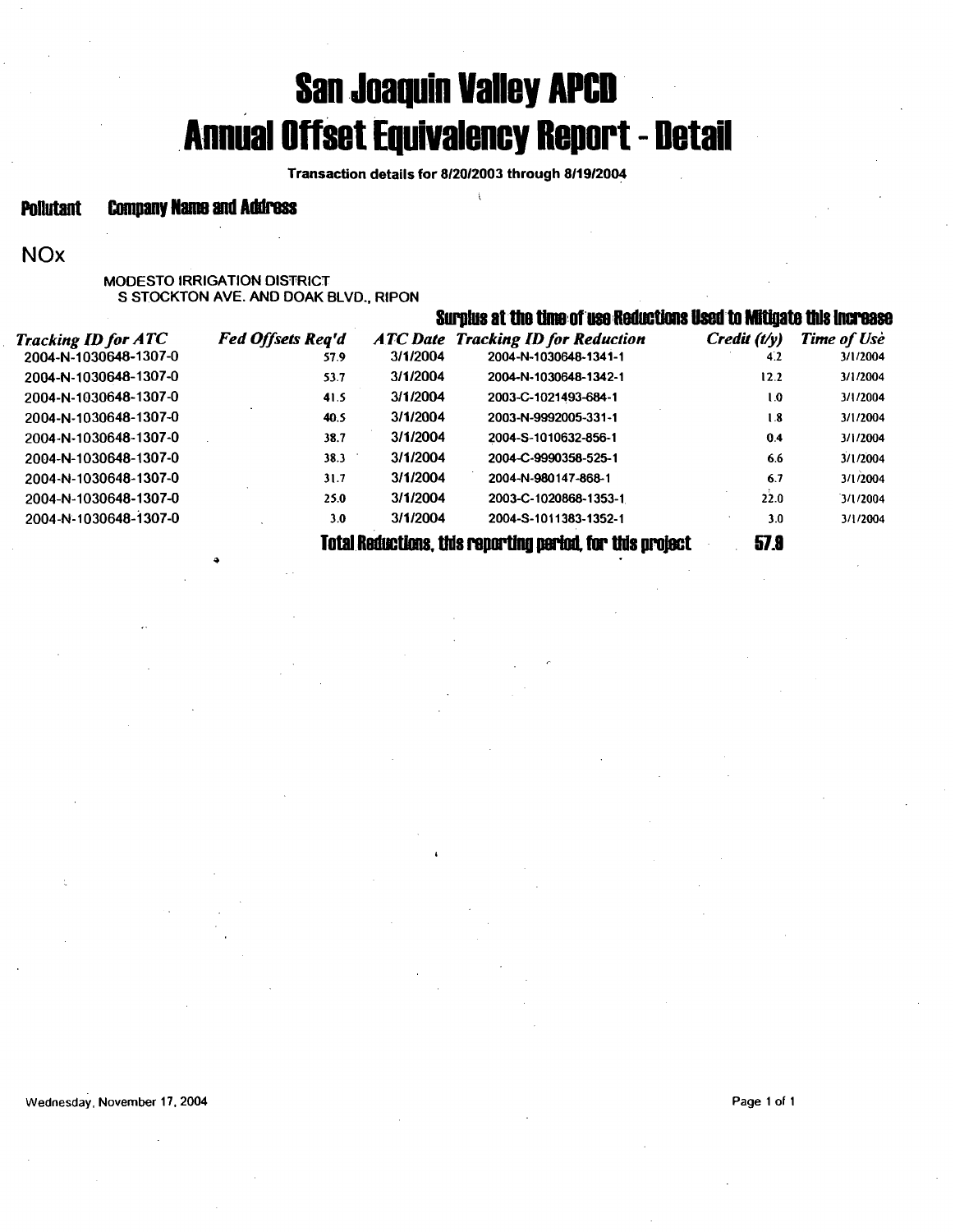# San Joaquin Valley APCD
# Annual Offset Equivalency Report - Detail

**Transaction details for 8/20/2003 through 8/19/2004**

**Pollutant** **Company Name and Address**

## NOx

MODESTO IRRIGATION DISTRICT
S STOCKTON AVE. AND DOAK BLVD., RIPON

| | | | **Surplus at the time of use Reductions Used to Mitigate this Increase** | | |
|---|---|---|---|---|---|
| *Tracking ID for ATC* | *Fed Offsets Req'd* | *ATC Date* | *Tracking ID for Reduction* | *Credit (t/y)* | *Time of Use* |
| 2004-N-1030648-1307-0 | 57.9 | 3/1/2004 | 2004-N-1030648-1341-1 | 4.2 | 3/1/2004 |
| 2004-N-1030648-1307-0 | 53.7 | 3/1/2004 | 2004-N-1030648-1342-1 | 12.2 | 3/1/2004 |
| 2004-N-1030648-1307-0 | 41.5 | 3/1/2004 | 2003-C-1021493-684-1 | 1.0 | 3/1/2004 |
| 2004-N-1030648-1307-0 | 40.5 | 3/1/2004 | 2003-N-9992005-331-1 | 1.8 | 3/1/2004 |
| 2004-N-1030648-1307-0 | 38.7 | 3/1/2004 | 2004-S-1010632-856-1 | 0.4 | 3/1/2004 |
| 2004-N-1030648-1307-0 | 38.3 | 3/1/2004 | 2004-C-9990358-525-1 | 6.6 | 3/1/2004 |
| 2004-N-1030648-1307-0 | 31.7 | 3/1/2004 | 2004-N-980147-868-1 | 6.7 | 3/1/2004 |
| 2004-N-1030648-1307-0 | 25.0 | 3/1/2004 | 2003-C-1020868-1353-1 | 22.0 | 3/1/2004 |
| 2004-N-1030648-1307-0 | 3.0 | 3/1/2004 | 2004-S-1011383-1352-1 | 3.0 | 3/1/2004 |
| | | | **Total Reductions, this reporting period, for this project** | **57.9** | |

Wednesday, November 17, 2004